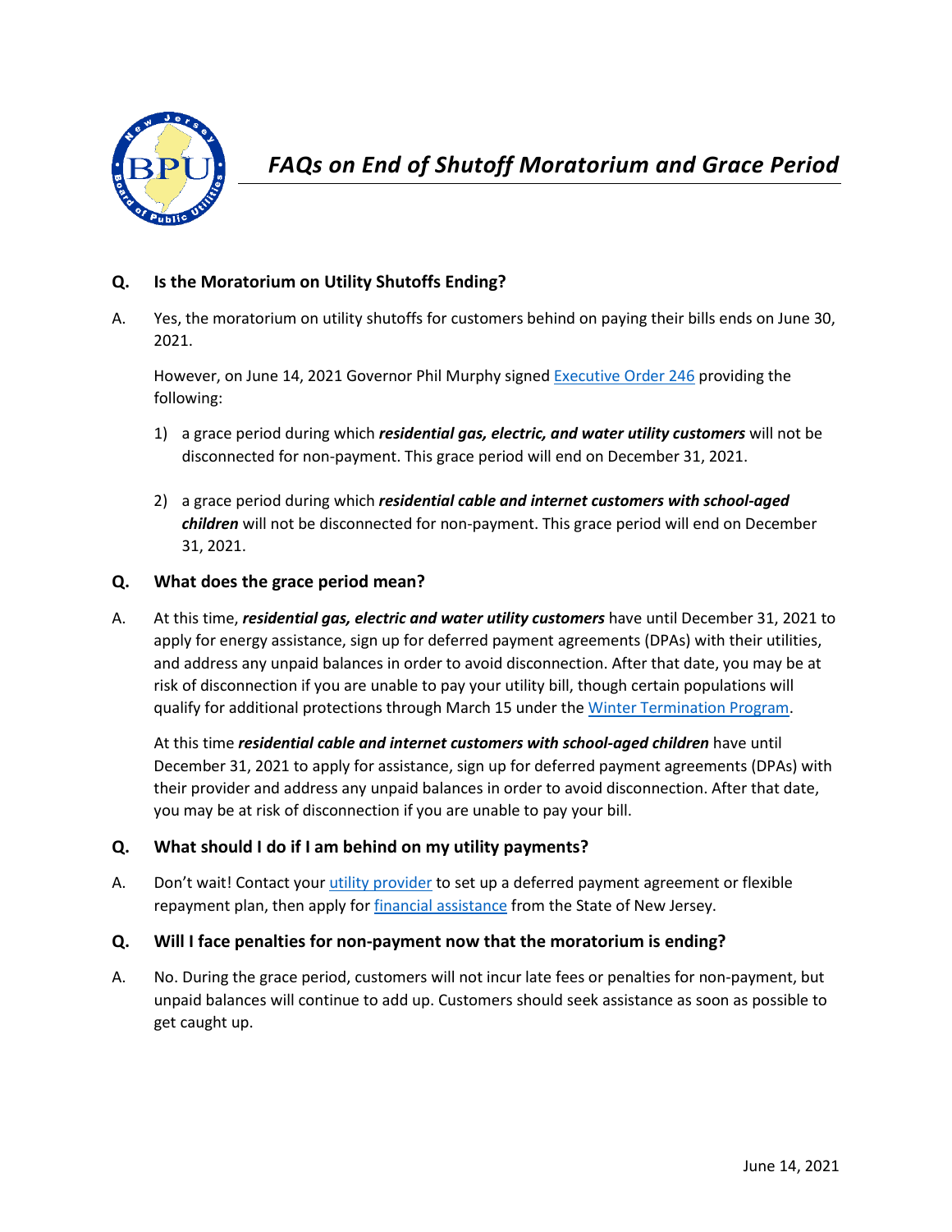# *FAQs on End of Shutoff Moratorium and Grace Period*

**Q. Is the Moratorium on Utility Shutoffs Ending?**

A. Yes, the moratorium on utility shutoffs for customers behind on paying their bills ends on June 30, 2021.

However, on June 14, 2021 Governor Phil Murphy signed Executive Order 246 providing the following:

1) a grace period during which ***residential gas, electric, and water utility customers*** will not be disconnected for non-payment. This grace period will end on December 31, 2021.

2) a grace period during which ***residential cable and internet customers with school-aged children*** will not be disconnected for non-payment. This grace period will end on December 31, 2021.

**Q. What does the grace period mean?**

A. At this time, ***residential gas, electric and water utility customers*** have until December 31, 2021 to apply for energy assistance, sign up for deferred payment agreements (DPAs) with their utilities, and address any unpaid balances in order to avoid disconnection. After that date, you may be at risk of disconnection if you are unable to pay your utility bill, though certain populations will qualify for additional protections through March 15 under the Winter Termination Program.

At this time ***residential cable and internet customers with school-aged children*** have until December 31, 2021 to apply for assistance, sign up for deferred payment agreements (DPAs) with their provider and address any unpaid balances in order to avoid disconnection. After that date, you may be at risk of disconnection if you are unable to pay your bill.

**Q. What should I do if I am behind on my utility payments?**

A. Don't wait! Contact your utility provider to set up a deferred payment agreement or flexible repayment plan, then apply for financial assistance from the State of New Jersey.

**Q. Will I face penalties for non-payment now that the moratorium is ending?**

A. No. During the grace period, customers will not incur late fees or penalties for non-payment, but unpaid balances will continue to add up. Customers should seek assistance as soon as possible to get caught up.

June 14, 2021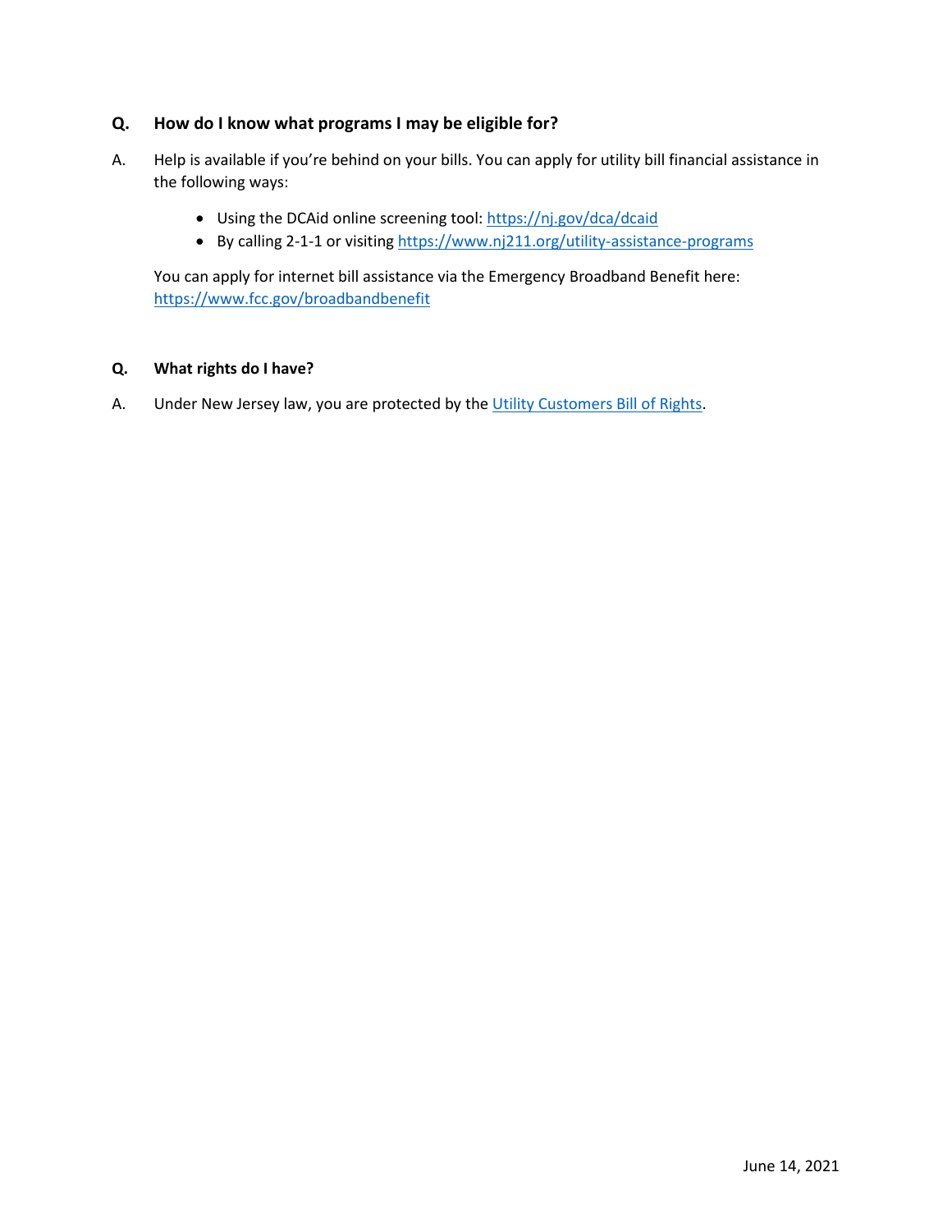**Q. How do I know what programs I may be eligible for?**

A. Help is available if you're behind on your bills. You can apply for utility bill financial assistance in the following ways:

- Using the DCAid online screening tool: https://nj.gov/dca/dcaid
- By calling 2-1-1 or visiting https://www.nj211.org/utility-assistance-programs

You can apply for internet bill assistance via the Emergency Broadband Benefit here: https://www.fcc.gov/broadbandbenefit

**Q. What rights do I have?**

A. Under New Jersey law, you are protected by the Utility Customers Bill of Rights.

June 14, 2021